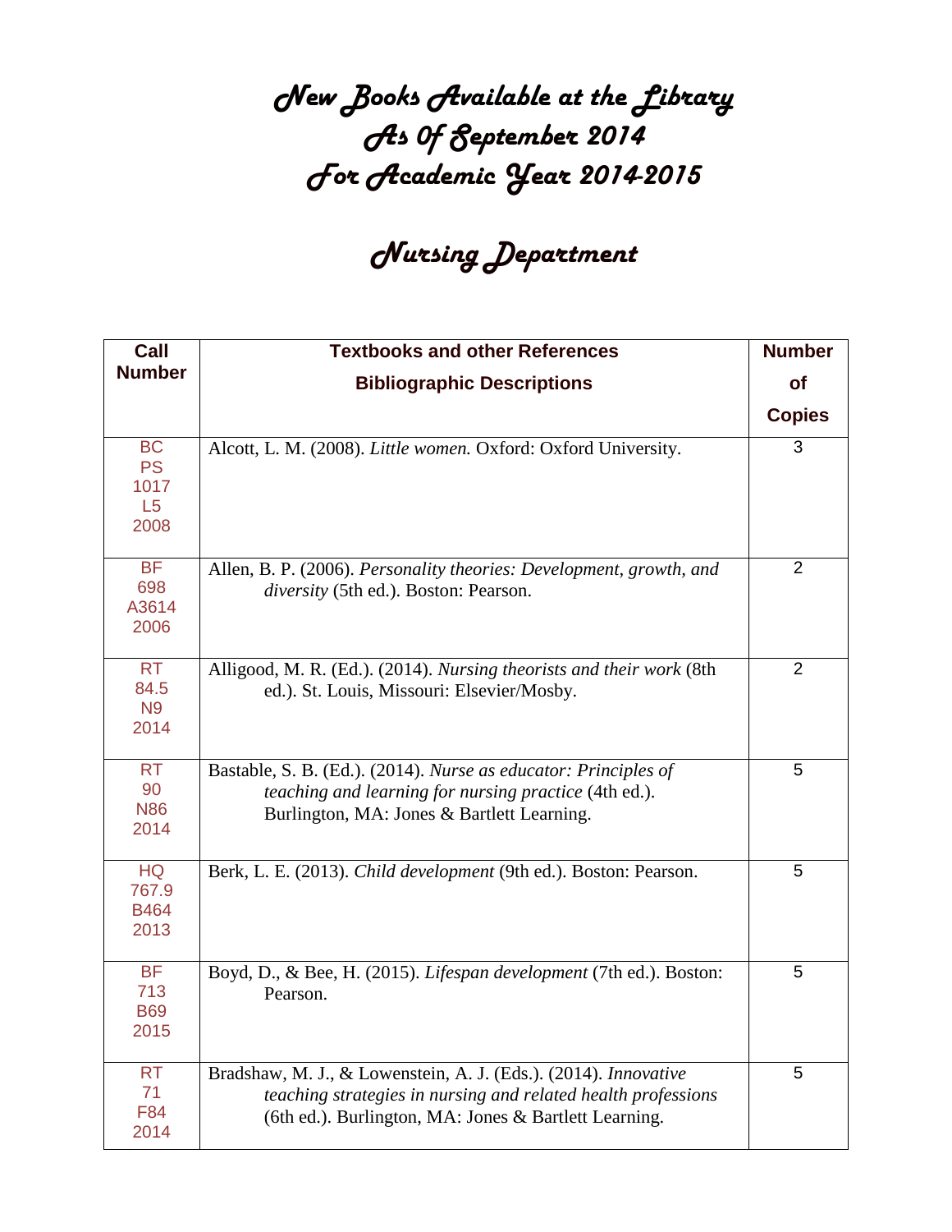# New Books Available at the Library
# As Of September 2014
# For Academic Year 2014-2015

## Nursing Department

| Call Number | Textbooks and other References Bibliographic Descriptions | Number of Copies |
|---|---|---|
| BC PS 1017 L5 2008 | Alcott, L. M. (2008). *Little women.* Oxford: Oxford University. | 3 |
| BF 698 A3614 2006 | Allen, B. P. (2006). *Personality theories: Development, growth, and diversity* (5th ed.). Boston: Pearson. | 2 |
| RT 84.5 N9 2014 | Alligood, M. R. (Ed.). (2014). *Nursing theorists and their work* (8th ed.). St. Louis, Missouri: Elsevier/Mosby. | 2 |
| RT 90 N86 2014 | Bastable, S. B. (Ed.). (2014). *Nurse as educator: Principles of teaching and learning for nursing practice* (4th ed.). Burlington, MA: Jones & Bartlett Learning. | 5 |
| HQ 767.9 B464 2013 | Berk, L. E. (2013). *Child development* (9th ed.). Boston: Pearson. | 5 |
| BF 713 B69 2015 | Boyd, D., & Bee, H. (2015). *Lifespan development* (7th ed.). Boston: Pearson. | 5 |
| RT 71 F84 2014 | Bradshaw, M. J., & Lowenstein, A. J. (Eds.). (2014). *Innovative teaching strategies in nursing and related health professions* (6th ed.). Burlington, MA: Jones & Bartlett Learning. | 5 |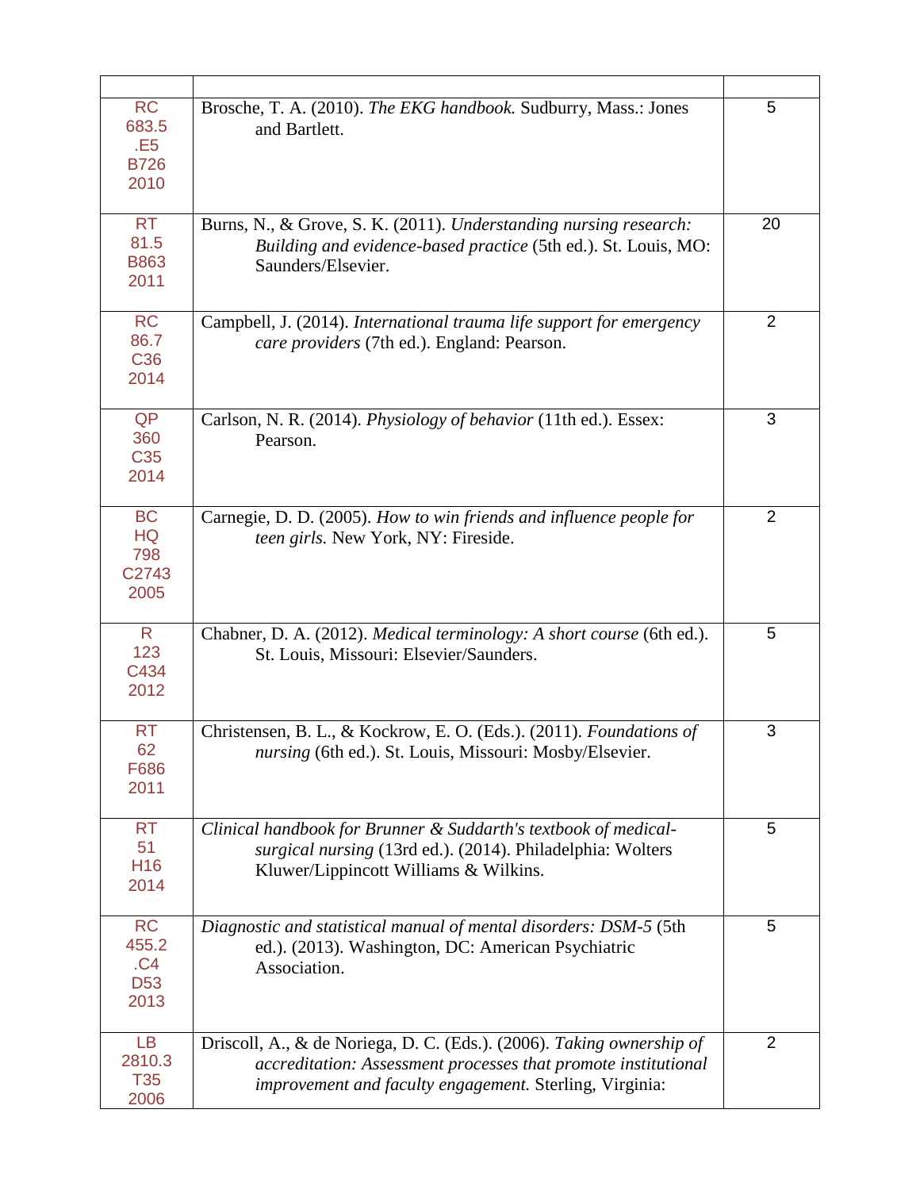| | | |
|---|---|---|
| RC 683.5 .E5 B726 2010 | Brosche, T. A. (2010). *The EKG handbook.* Sudbury, Mass.: Jones and Bartlett. | 5 |
| RT 81.5 B863 2011 | Burns, N., & Grove, S. K. (2011). *Understanding nursing research: Building and evidence-based practice* (5th ed.). St. Louis, MO: Saunders/Elsevier. | 20 |
| RC 86.7 C36 2014 | Campbell, J. (2014). *International trauma life support for emergency care providers* (7th ed.). England: Pearson. | 2 |
| QP 360 C35 2014 | Carlson, N. R. (2014). *Physiology of behavior* (11th ed.). Essex: Pearson. | 3 |
| BC HQ 798 C2743 2005 | Carnegie, D. D. (2005). *How to win friends and influence people for teen girls.* New York, NY: Fireside. | 2 |
| R 123 C434 2012 | Chabner, D. A. (2012). *Medical terminology: A short course* (6th ed.). St. Louis, Missouri: Elsevier/Saunders. | 5 |
| RT 62 F686 2011 | Christensen, B. L., & Kockrow, E. O. (Eds.). (2011). *Foundations of nursing* (6th ed.). St. Louis, Missouri: Mosby/Elsevier. | 3 |
| RT 51 H16 2014 | *Clinical handbook for Brunner & Suddarth's textbook of medical-surgical nursing* (13rd ed.). (2014). Philadelphia: Wolters Kluwer/Lippincott Williams & Wilkins. | 5 |
| RC 455.2 .C4 D53 2013 | *Diagnostic and statistical manual of mental disorders: DSM-5* (5th ed.). (2013). Washington, DC: American Psychiatric Association. | 5 |
| LB 2810.3 T35 2006 | Driscoll, A., & de Noriega, D. C. (Eds.). (2006). *Taking ownership of accreditation: Assessment processes that promote institutional improvement and faculty engagement.* Sterling, Virginia: | 2 |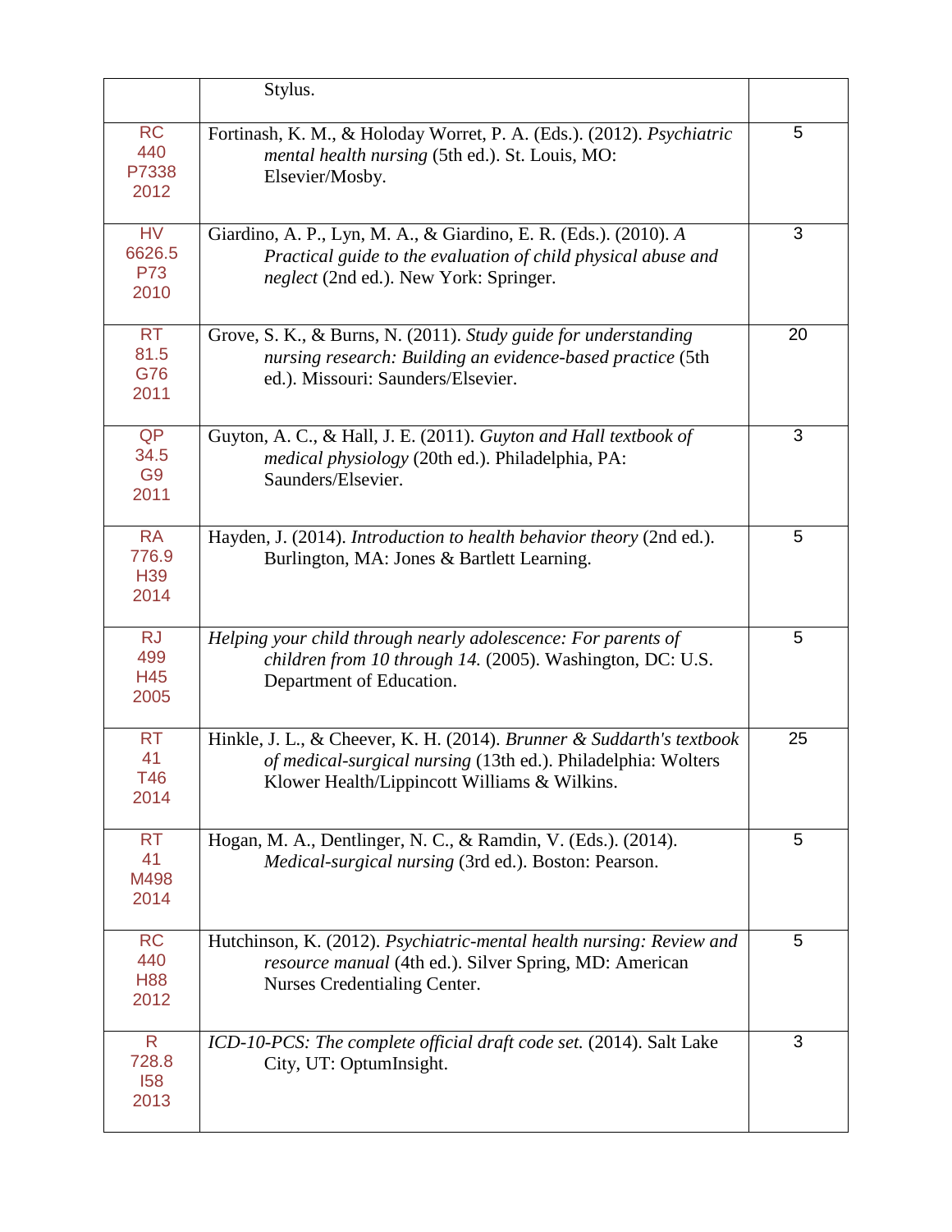| | | |
|---|---|---|
| | Stylus. | |
| RC 440 P7338 2012 | Fortinash, K. M., & Holoday Worret, P. A. (Eds.). (2012). *Psychiatric mental health nursing* (5th ed.). St. Louis, MO: Elsevier/Mosby. | 5 |
| HV 6626.5 P73 2010 | Giardino, A. P., Lyn, M. A., & Giardino, E. R. (Eds.). (2010). *A Practical guide to the evaluation of child physical abuse and neglect* (2nd ed.). New York: Springer. | 3 |
| RT 81.5 G76 2011 | Grove, S. K., & Burns, N. (2011). *Study guide for understanding nursing research: Building an evidence-based practice* (5th ed.). Missouri: Saunders/Elsevier. | 20 |
| QP 34.5 G9 2011 | Guyton, A. C., & Hall, J. E. (2011). *Guyton and Hall textbook of medical physiology* (20th ed.). Philadelphia, PA: Saunders/Elsevier. | 3 |
| RA 776.9 H39 2014 | Hayden, J. (2014). *Introduction to health behavior theory* (2nd ed.). Burlington, MA: Jones & Bartlett Learning. | 5 |
| RJ 499 H45 2005 | *Helping your child through nearly adolescence: For parents of children from 10 through 14.* (2005). Washington, DC: U.S. Department of Education. | 5 |
| RT 41 T46 2014 | Hinkle, J. L., & Cheever, K. H. (2014). *Brunner & Suddarth's textbook of medical-surgical nursing* (13th ed.). Philadelphia: Wolters Klower Health/Lippincott Williams & Wilkins. | 25 |
| RT 41 M498 2014 | Hogan, M. A., Dentlinger, N. C., & Ramdin, V. (Eds.). (2014). *Medical-surgical nursing* (3rd ed.). Boston: Pearson. | 5 |
| RC 440 H88 2012 | Hutchinson, K. (2012). *Psychiatric-mental health nursing: Review and resource manual* (4th ed.). Silver Spring, MD: American Nurses Credentialing Center. | 5 |
| R 728.8 I58 2013 | *ICD-10-PCS: The complete official draft code set.* (2014). Salt Lake City, UT: OptumInsight. | 3 |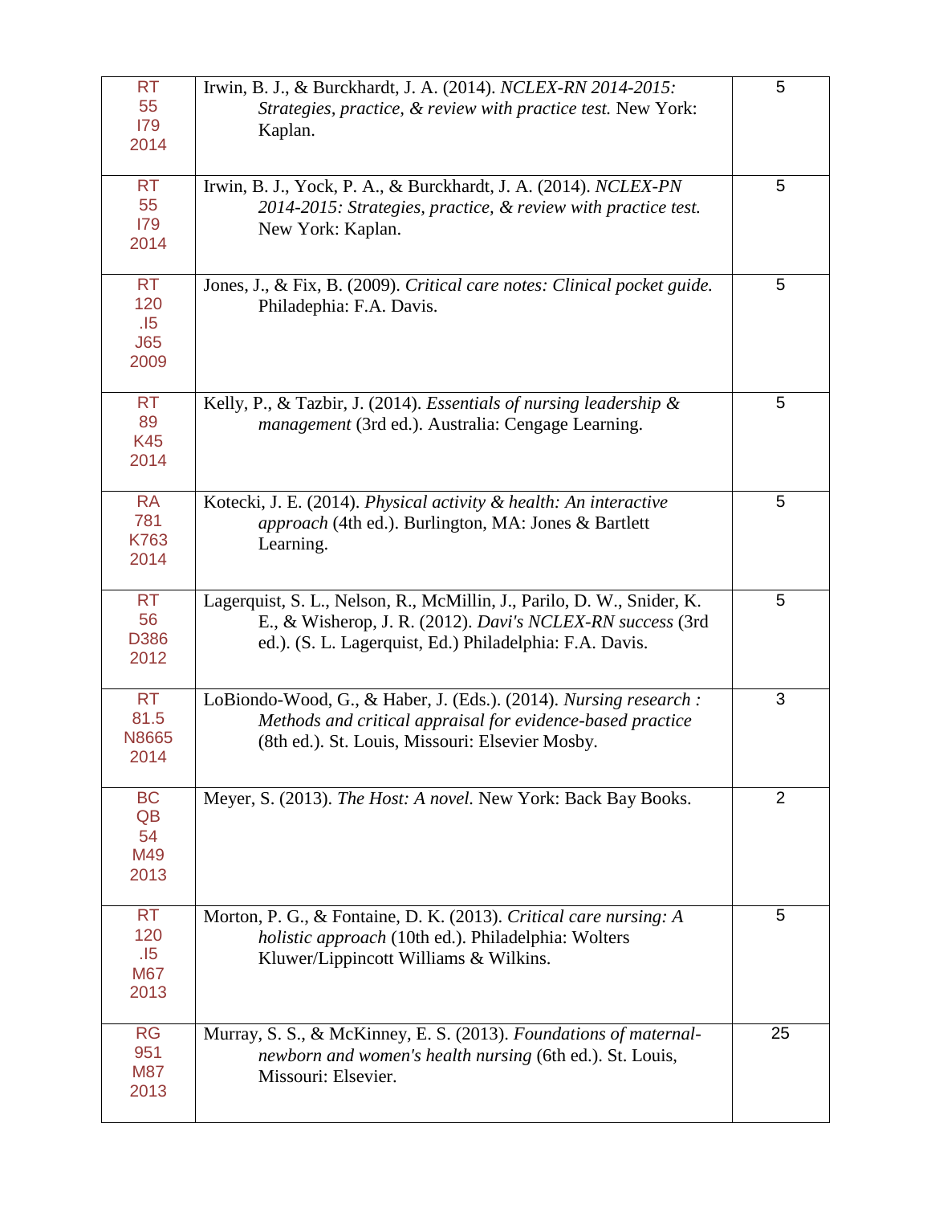| | | |
|---|---|---|
| RT 55 I79 2014 | Irwin, B. J., & Burckhardt, J. A. (2014). *NCLEX-RN 2014-2015: Strategies, practice, & review with practice test.* New York: Kaplan. | 5 |
| RT 55 I79 2014 | Irwin, B. J., Yock, P. A., & Burckhardt, J. A. (2014). *NCLEX-PN 2014-2015: Strategies, practice, & review with practice test.* New York: Kaplan. | 5 |
| RT 120 .I5 J65 2009 | Jones, J., & Fix, B. (2009). *Critical care notes: Clinical pocket guide.* Philadephia: F.A. Davis. | 5 |
| RT 89 K45 2014 | Kelly, P., & Tazbir, J. (2014). *Essentials of nursing leadership & management* (3rd ed.). Australia: Cengage Learning. | 5 |
| RA 781 K763 2014 | Kotecki, J. E. (2014). *Physical activity & health: An interactive approach* (4th ed.). Burlington, MA: Jones & Bartlett Learning. | 5 |
| RT 56 D386 2012 | Lagerquist, S. L., Nelson, R., McMillin, J., Parilo, D. W., Snider, K. E., & Wisherop, J. R. (2012). *Davi's NCLEX-RN success* (3rd ed.). (S. L. Lagerquist, Ed.) Philadelphia: F.A. Davis. | 5 |
| RT 81.5 N8665 2014 | LoBiondo-Wood, G., & Haber, J. (Eds.). (2014). *Nursing research : Methods and critical appraisal for evidence-based practice* (8th ed.). St. Louis, Missouri: Elsevier Mosby. | 3 |
| BC QB 54 M49 2013 | Meyer, S. (2013). *The Host: A novel.* New York: Back Bay Books. | 2 |
| RT 120 .I5 M67 2013 | Morton, P. G., & Fontaine, D. K. (2013). *Critical care nursing: A holistic approach* (10th ed.). Philadelphia: Wolters Kluwer/Lippincott Williams & Wilkins. | 5 |
| RG 951 M87 2013 | Murray, S. S., & McKinney, E. S. (2013). *Foundations of maternal-newborn and women's health nursing* (6th ed.). St. Louis, Missouri: Elsevier. | 25 |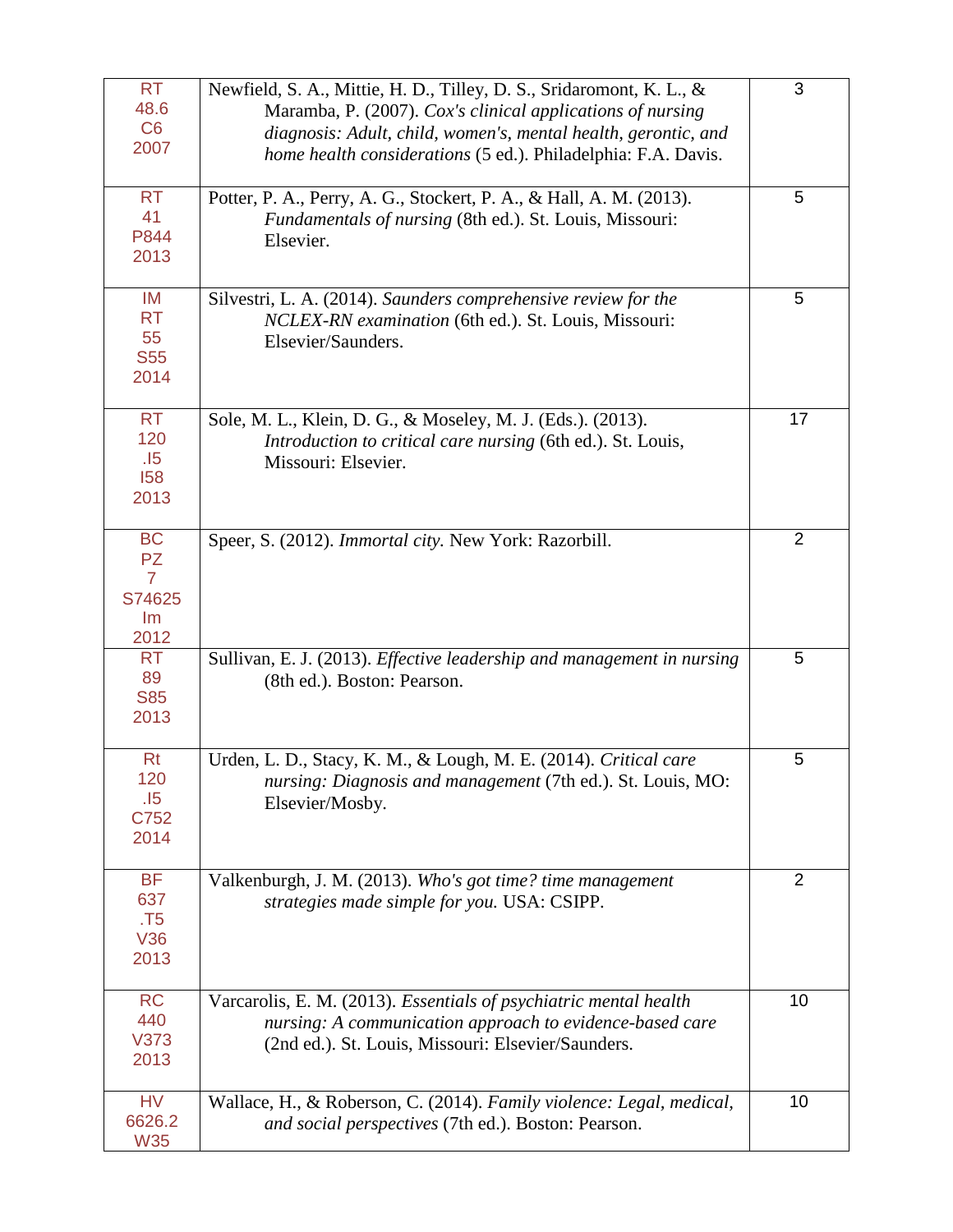| | | |
|---|---|---|
| RT 48.6 C6 2007 | Newfield, S. A., Mittie, H. D., Tilley, D. S., Sridaromont, K. L., & Maramba, P. (2007). *Cox's clinical applications of nursing diagnosis: Adult, child, women's, mental health, gerontic, and home health considerations* (5 ed.). Philadelphia: F.A. Davis. | 3 |
| RT 41 P844 2013 | Potter, P. A., Perry, A. G., Stockert, P. A., & Hall, A. M. (2013). *Fundamentals of nursing* (8th ed.). St. Louis, Missouri: Elsevier. | 5 |
| IM RT 55 S55 2014 | Silvestri, L. A. (2014). *Saunders comprehensive review for the NCLEX-RN examination* (6th ed.). St. Louis, Missouri: Elsevier/Saunders. | 5 |
| RT 120 .I5 I58 2013 | Sole, M. L., Klein, D. G., & Moseley, M. J. (Eds.). (2013). *Introduction to critical care nursing* (6th ed.). St. Louis, Missouri: Elsevier. | 17 |
| BC PZ 7 S74625 Im 2012 | Speer, S. (2012). *Immortal city.* New York: Razorbill. | 2 |
| RT 89 S85 2013 | Sullivan, E. J. (2013). *Effective leadership and management in nursing* (8th ed.). Boston: Pearson. | 5 |
| Rt 120 .I5 C752 2014 | Urden, L. D., Stacy, K. M., & Lough, M. E. (2014). *Critical care nursing: Diagnosis and management* (7th ed.). St. Louis, MO: Elsevier/Mosby. | 5 |
| BF 637 .T5 V36 2013 | Valkenburgh, J. M. (2013). *Who's got time? time management strategies made simple for you.* USA: CSIPP. | 2 |
| RC 440 V373 2013 | Varcarolis, E. M. (2013). *Essentials of psychiatric mental health nursing: A communication approach to evidence-based care* (2nd ed.). St. Louis, Missouri: Elsevier/Saunders. | 10 |
| HV 6626.2 W35 | Wallace, H., & Roberson, C. (2014). *Family violence: Legal, medical, and social perspectives* (7th ed.). Boston: Pearson. | 10 |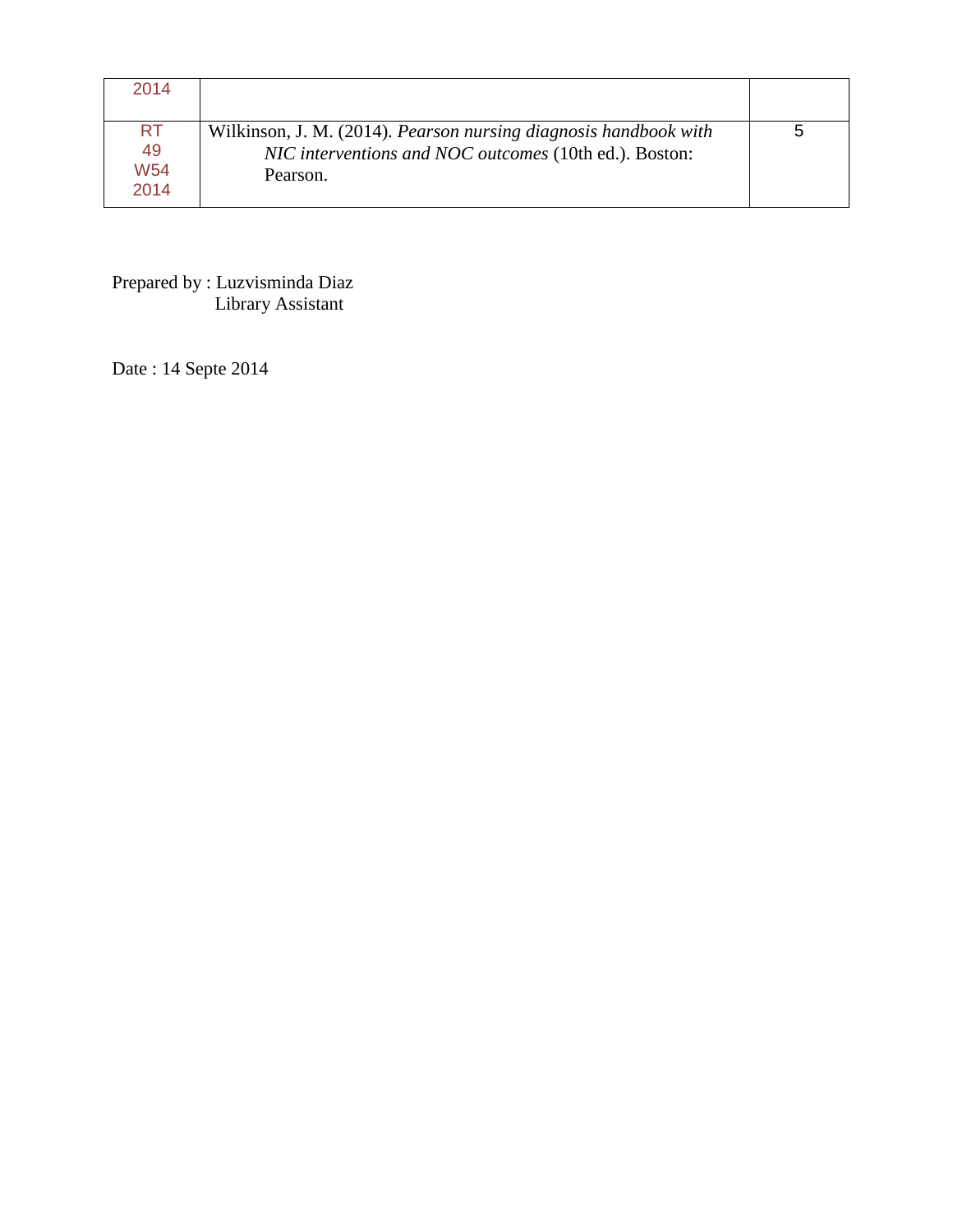| | | |
|---|---|---|
| 2014 | | |
| RT 49 W54 2014 | Wilkinson, J. M. (2014). *Pearson nursing diagnosis handbook with NIC interventions and NOC outcomes* (10th ed.). Boston: Pearson. | 5 |

Prepared by : Luzvisminda Diaz
Library Assistant

Date : 14 Septe 2014